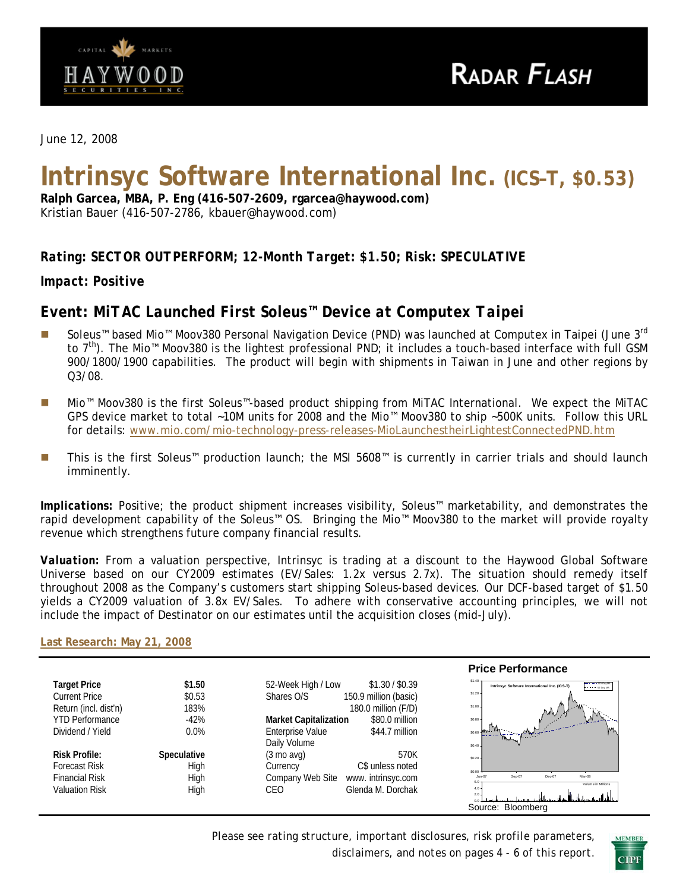HAYWOOD SECURITIES INC. — CAPITAL MARKETS

RADAR FLASH

June 12, 2008

# Intrinsyc Software International Inc. (ICS–T, $0.53)

**Ralph Garcea, MBA, P. Eng (416-507-2609, rgarcea@haywood.com)**
Kristian Bauer (416-507-2786, kbauer@haywood.com)

***Rating: SECTOR OUTPERFORM; 12-Month Target: $1.50; Risk: SPECULATIVE***

***Impact: Positive***

## *Event: MiTAC Launched First Soleus™ Device at Computex Taipei*

- Soleus™ based Mio™ Moov380 Personal Navigation Device (PND) was launched at Computex in Taipei (June 3rd to 7th). The Mio™ Moov380 is the lightest professional PND; it includes a touch-based interface with full GSM 900/1800/1900 capabilities. The product will begin with shipments in Taiwan in June and other regions by Q3/08.
- Mio™ Moov380 is the first Soleus™-based product shipping from MiTAC International. We expect the MiTAC GPS device market to total ~10M units for 2008 and the Mio™ Moov380 to ship ~500K units. Follow this URL for details: www.mio.com/mio-technology-press-releases-MioLaunchestheirLightestConnectedPND.htm
- This is the first Soleus™ production launch; the MSI 5608™ is currently in carrier trials and should launch imminently.

***Implications:*** Positive; the product shipment increases visibility, Soleus™ marketability, and demonstrates the rapid development capability of the Soleus™ OS. Bringing the Mio™ Moov380 to the market will provide royalty revenue which strengthens future company financial results.

***Valuation:*** From a valuation perspective, Intrinsyc is trading at a discount to the Haywood Global Software Universe based on our CY2009 estimates (EV/Sales: 1.2x versus 2.7x). The situation should remedy itself throughout 2008 as the Company's customers start shipping Soleus-based devices. Our DCF-based target of $1.50 yields a CY2009 valuation of 3.8x EV/Sales. To adhere with conservative accounting principles, we will not include the impact of Destinator on our estimates until the acquisition closes (mid-July).

**Last Research: May 21, 2008**

| | | | |
|---|---|---|---|
| **Target Price** | **$1.50** | 52-Week High / Low | $1.30 / $0.39 |
| Current Price | $0.53 | Shares O/S | 150.9 million (basic) |
| Return (incl. dist'n) | 183% | | 180.0 million (F/D) |
| YTD Performance | -42% | **Market Capitalization** | $80.0 million |
| Dividend / Yield | 0.0% | Enterprise Value | $44.7 million |
| | | Daily Volume | |
| **Risk Profile:** | **Speculative** | (3 mo avg) | 570K |
| Forecast Risk | High | Currency | C$ unless noted |
| Financial Risk | High | Company Web Site | www. intrinsyc.com |
| Valuation Risk | High | CEO | Glenda M. Dorchak |

**Price Performance**

Source: Bloomberg

Please see rating structure, important disclosures, risk profile parameters, disclaimers, and notes on pages 4 - 6 of this report.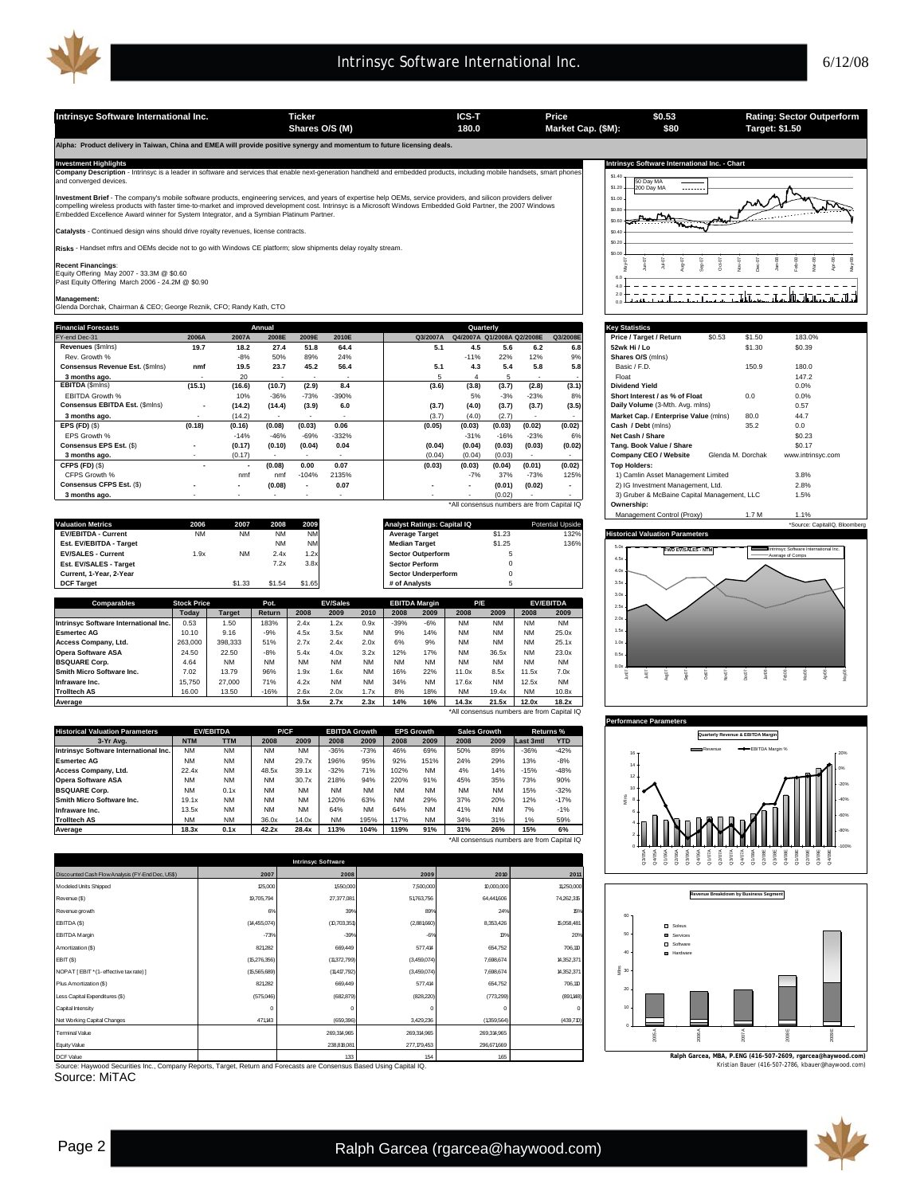| Intrinsyc Software International Inc. | Ticker | ICS-T | Price | $0.53 | Rating: Sector Outperform |
|---|---|---|---|---|---|
| | Shares O/S (M) | 180.0 | Market Cap. ($M): | $80 | Target: $1.50 |

**Alpha: Product delivery in Taiwan, China and EMEA will provide positive synergy and momentum to future licensing deals.**

## Investment Highlights

**Company Description** - Intrinsyc is a leader in software and services that enable next-generation handheld and embedded products, including mobile handsets, smart phones and converged devices.

**Investment Brief** - The company's mobile software products, engineering services, and years of expertise help OEMs, service providers, and silicon providers deliver compelling wireless products with faster time-to-market and improved development cost. Intrinsyc is a Microsoft Windows Embedded Gold Partner, the 2007 Windows Embedded Excellence Award winner for System Integrator, and a Symbian Platinum Partner.

**Catalysts** - Continued design wins should drive royalty revenues, license contracts.

**Risks** - Handset mftrs and OEMs decide not to go with Windows CE platform; slow shipments delay royalty stream.

**Recent Financings**:
Equity Offering May 2007 - 33.3M @ $0.60
Past Equity Offering March 2006 - 24.2M @ $0.90

**Management:**
Glenda Dorchak, Chairman & CEO; George Reznik, CFO; Randy Kath, CTO

## Financial Forecasts

| FY-end Dec-31 | 2006A | 2007A | 2008E | 2009E | 2010E | Q3/2007A | Q4/2007A | Q1/2008A | Q2/2008E | Q3/2008E |
|---|---|---|---|---|---|---|---|---|---|---|
| **Revenues** ($mlns) | 19.7 | 18.2 | 27.4 | 51.8 | 64.4 | 5.1 | 4.5 | 5.6 | 6.2 | 6.8 |
| Rev. Growth % | | -8% | 50% | 89% | 24% | | -11% | 22% | 12% | 9% |
| **Consensus Revenue Est.** ($mlns) | nmf | 19.5 | 23.7 | 45.2 | 56.4 | 5.1 | 4.3 | 5.4 | 5.8 | 5.8 |
| **3 months ago.** | - | 20 | - | - | - | 5 | 4 | 5 | - | - |
| **EBITDA** ($mlns) | (15.1) | (16.6) | (10.7) | (2.9) | 8.4 | (3.6) | (3.8) | (3.7) | (2.8) | (3.1) |
| EBITDA Growth % | | 10% | -36% | -73% | -390% | | 5% | -3% | -23% | 8% |
| **Consensus EBITDA Est.** ($mlns) | - | (14.2) | (14.4) | (3.9) | 6.0 | (3.7) | (4.0) | (3.7) | (3.7) | (3.5) |
| **3 months ago.** | - | (14.2) | - | - | - | (3.7) | (4.0) | (2.7) | - | - |
| **EPS (FD)** ($) | (0.18) | (0.16) | (0.08) | (0.03) | 0.06 | (0.05) | (0.03) | (0.03) | (0.02) | (0.02) |
| EPS Growth % | | -14% | -46% | -69% | -332% | | -31% | -16% | -23% | 6% |
| **Consensus EPS Est.** ($) | - | (0.17) | (0.10) | (0.04) | 0.04 | (0.04) | (0.04) | (0.03) | (0.03) | (0.02) |
| **3 months ago.** | - | (0.17) | - | - | - | (0.04) | (0.04) | (0.03) | - | - |
| **CFPS (FD)** ($) | - | - | (0.08) | 0.00 | 0.07 | (0.03) | (0.03) | (0.04) | (0.01) | (0.02) |
| CFPS Growth % | | nmf | nmf | -104% | 2135% | | -7% | 37% | -73% | 125% |
| **Consensus CFPS Est.** ($) | - | - | (0.08) | - | 0.07 | - | - | (0.01) | (0.02) | - |
| **3 months ago.** | - | - | - | - | - | - | - | (0.02) | - | - |

*All consensus numbers are from Capital IQ

## Key Statistics

| | | | |
|---|---|---|---|
| **Price / Target / Return** | $0.53 | $1.50 | 183.0% |
| **52wk Hi / Lo** | | $1.30 | $0.39 |
| **Shares O/S** (mlns) | | | |
| Basic / F.D. | | 150.9 | 180.0 |
| Float | | | 147.2 |
| **Dividend Yield** | | | 0.0% |
| **Short Interest / as % of Float** | | 0.0 | 0.0% |
| **Daily Volume** (3-Mth. Avg. mlns) | | | 0.57 |
| **Market Cap. / Enterprise Value** (mlns) | | 80.0 | 44.7 |
| **Cash / Debt** (mlns) | | 35.2 | 0.0 |
| **Net Cash / Share** | | | $0.23 |
| **Tang. Book Value / Share** | | | $0.17 |
| **Company CEO / Website** | Glenda M. Dorchak | | www.intrinsyc.com |
| **Top Holders:** | | | |
| 1) Camlin Asset Management Limited | | | 3.8% |
| 2) IG Investment Management, Ltd. | | | 2.8% |
| 3) Gruber & McBaine Capital Management, LLC | | | 1.5% |
| **Ownership:** | | | |
| Management Control (Proxy) | | 1.7 M | 1.1% |

*Source: CapitalIQ, Bloomberg

## Valuation Metrics

| Valuation Metrics | 2006 | 2007 | 2008 | 2009 |
|---|---|---|---|---|
| **EV/EBITDA - Current** | NM | NM | NM | NM |
| **Est. EV/EBITDA - Target** | | | NM | NM |
| **EV/SALES - Current** | 1.9x | NM | 2.4x | 1.2x |
| **Est. EV/SALES - Target** | | | 7.2x | 3.8x |
| **Current, 1-Year, 2-Year** | | | | |
| **DCF Target** | | $1.33 | $1.54 | $1.65 |

| Analyst Ratings: Capital IQ | | Potential Upside |
|---|---|---|
| **Average Target** | $1.23 | 132% |
| **Median Target** | $1.25 | 136% |
| **Sector Outperform** | 5 | |
| **Sector Perform** | 0 | |
| **Sector Underperform** | 0 | |
| **# of Analysts** | 5 | |

## Comparables

| Comparables | Stock Price Today | Target | Pot. Return | EV/Sales 2008 | EV/Sales 2009 | EV/Sales 2010 | EBITDA Margin 2008 | EBITDA Margin 2009 | P/E 2008 | P/E 2009 | EV/EBITDA 2008 | EV/EBITDA 2009 |
|---|---|---|---|---|---|---|---|---|---|---|---|---|
| **Intrinsyc Software International Inc.** | 0.53 | 1.50 | 183% | 2.4x | 1.2x | 0.9x | -39% | -6% | NM | NM | NM | NM |
| **Esmertec AG** | 10.10 | 9.16 | -9% | 4.5x | 3.5x | NM | 9% | 14% | NM | NM | NM | 25.0x |
| **Access Company, Ltd.** | 263,000 | 398,333 | 51% | 2.7x | 2.4x | 2.0x | 6% | 9% | NM | NM | NM | 25.1x |
| **Opera Software ASA** | 24.50 | 22.50 | -8% | 5.4x | 4.0x | 3.2x | 12% | 17% | NM | 36.5x | NM | 23.0x |
| **BSQUARE Corp.** | 4.64 | NM | NM | NM | NM | NM | NM | NM | NM | NM | NM | NM |
| **Smith Micro Software Inc.** | 7.02 | 13.79 | 96% | 1.9x | 1.6x | NM | 16% | 22% | 11.0x | 8.5x | 11.5x | 7.0x |
| **Infraware Inc.** | 15,750 | 27,000 | 71% | 4.2x | NM | NM | 34% | NM | 17.6x | NM | 12.5x | NM |
| **Trolltech AS** | 16.00 | 13.50 | -16% | 2.6x | 2.0x | 1.7x | 8% | 18% | NM | 19.4x | NM | 10.8x |
| **Average** | | | | 3.5x | 2.7x | 2.3x | 14% | 16% | 14.3x | 21.5x | 12.0x | 18.2x |

*All consensus numbers are from Capital IQ

## Historical Valuation Parameters

| 3-Yr Avg. | EV/EBITDA NTM | EV/EBITDA TTM | P/CF 2008 | P/CF 2009 | EBITDA Growth 2008 | EBITDA Growth 2009 | EPS Growth 2008 | EPS Growth 2009 | Sales Growth 2008 | Sales Growth 2009 | Returns % Last 3mtl | Returns % YTD |
|---|---|---|---|---|---|---|---|---|---|---|---|---|
| **Intrinsyc Software International Inc.** | NM | NM | NM | NM | -36% | -73% | 46% | 69% | 50% | 89% | -36% | -42% |
| **Esmertec AG** | NM | NM | NM | 29.7x | 196% | 95% | 92% | 151% | 24% | 29% | 13% | -8% |
| **Access Company, Ltd.** | 22.4x | NM | 48.5x | 39.1x | -32% | 71% | 102% | NM | 4% | 14% | -15% | -48% |
| **Opera Software ASA** | NM | NM | NM | 30.7x | 218% | 94% | 220% | 91% | 45% | 35% | 73% | 90% |
| **BSQUARE Corp.** | NM | 0.1x | NM | NM | NM | NM | NM | NM | NM | NM | 15% | -32% |
| **Smith Micro Software Inc.** | 19.1x | NM | NM | NM | 120% | 63% | NM | 29% | 37% | 20% | 12% | -17% |
| **Infraware Inc.** | 13.5x | NM | NM | NM | 64% | NM | 64% | NM | 41% | NM | 7% | -1% |
| **Trolltech AS** | NM | NM | 36.0x | 14.0x | NM | 195% | 117% | NM | 34% | 31% | 1% | 59% |
| **Average** | 18.3x | 0.1x | 42.2x | 28.4x | 113% | 104% | 119% | 91% | 31% | 26% | 15% | 6% |

*All consensus numbers are from Capital IQ

## Intrinsyc Software

| Discounted Cash Flow Analysis (FY-End Dec, US$) | 2007 | 2008 | 2009 | 2010 | 2011 |
|---|---|---|---|---|---|
| Modeled Units Shipped | 125,000 | 1,550,000 | 7,500,000 | 10,000,000 | 11,250,000 |
| Revenue ($) | 19,705,794 | 27,377,081 | 51,763,756 | 64,441,606 | 74,262,315 |
| Revenue growth | 6% | 39% | 89% | 24% | 15% |
| EBITDA ($) | (14,455,074) | (10,703,350) | (2,881,660) | 8,353,426 | 15,058,481 |
| EBITDA Margin | -73% | -39% | -6% | 13% | 20% |
| Amortization ($) | 821,282 | 669,449 | 577,414 | 654,752 | 706,110 |
| EBIT ($) | (15,276,356) | (11,372,799) | (3,459,074) | 7,698,674 | 14,352,371 |
| NOPAT [ EBIT * (1- effective tax rate) ] | (15,565,689) | (11,417,792) | (3,459,074) | 7,698,674 | 14,352,371 |
| Plus Amortization ($) | 821,282 | 669,449 | 577,414 | 654,752 | 706,110 |
| Less Capital Expenditures ($) | (575,046) | (682,879) | (828,220) | (773,299) | (891,148) |
| Capital Intensity | 0 | 0 | 0 | 0 | 0 |
| Net Working Capital Changes | 471,143 | (659,386) | 3,429,236 | (1,359,564) | (439,710) |
| Terminal Value | | 269,314,965 | 269,314,965 | 269,314,965 | |
| Equity Value | | 238,818,081 | 277,179,453 | 296,671,669 | |
| DCF Value | | 1.33 | 1.54 | 1.65 | |

Source: Haywood Securities Inc., Company Reports, Target, Return and Forecasts are Consensus Based Using Capital IQ.

Source: MiTAC

Ralph Garcea, MBA, P.ENG (416-507-2609, rgarcea@haywood.com)
Kristian Bauer (416-507-2786, kbauer@haywood.com)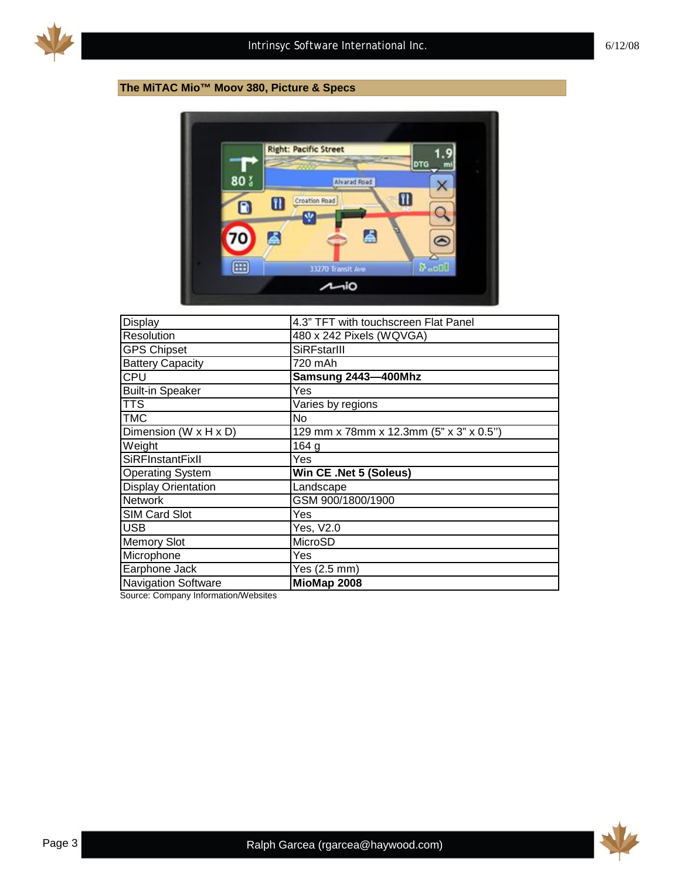**The MiTAC Mio™ Moov 380, Picture & Specs**

| Display | 4.3" TFT with touchscreen Flat Panel |
|---|---|
| Resolution | 480 x 242 Pixels (WQVGA) |
| GPS Chipset | SiRFstarIII |
| Battery Capacity | 720 mAh |
| CPU | **Samsung 2443—400Mhz** |
| Built-in Speaker | Yes |
| TTS | Varies by regions |
| TMC | No |
| Dimension (W x H x D) | 129 mm x 78mm x 12.3mm (5" x 3" x 0.5'') |
| Weight | 164 g |
| SiRFInstantFixII | Yes |
| Operating System | **Win CE .Net 5 (Soleus)** |
| Display Orientation | Landscape |
| Network | GSM 900/1800/1900 |
| SIM Card Slot | Yes |
| USB | Yes, V2.0 |
| Memory Slot | MicroSD |
| Microphone | Yes |
| Earphone Jack | Yes (2.5 mm) |
| Navigation Software | **MioMap 2008** |

Source: Company Information/Websites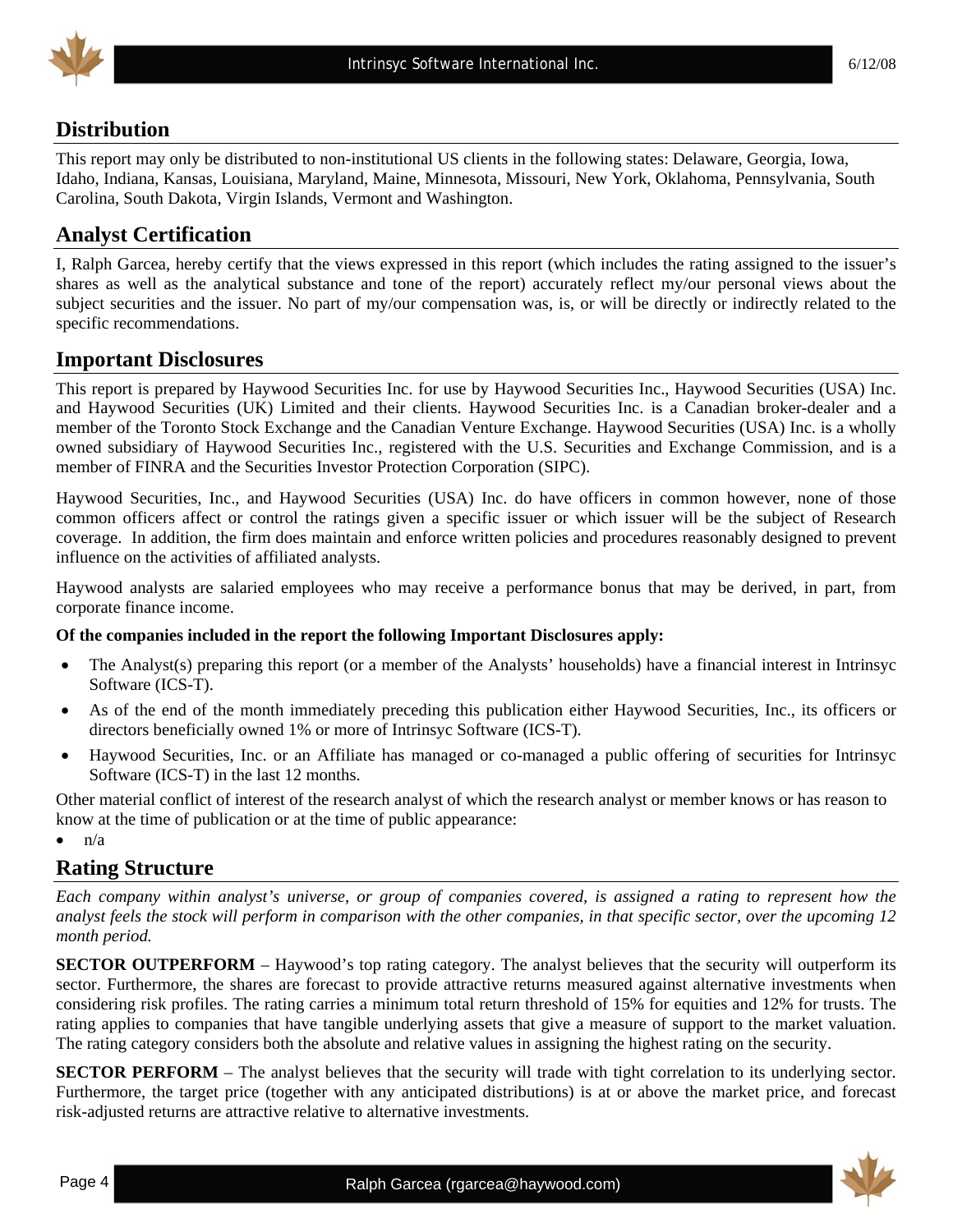## Distribution

This report may only be distributed to non-institutional US clients in the following states: Delaware, Georgia, Iowa, Idaho, Indiana, Kansas, Louisiana, Maryland, Maine, Minnesota, Missouri, New York, Oklahoma, Pennsylvania, South Carolina, South Dakota, Virgin Islands, Vermont and Washington.

## Analyst Certification

I, Ralph Garcea, hereby certify that the views expressed in this report (which includes the rating assigned to the issuer's shares as well as the analytical substance and tone of the report) accurately reflect my/our personal views about the subject securities and the issuer. No part of my/our compensation was, is, or will be directly or indirectly related to the specific recommendations.

## Important Disclosures

This report is prepared by Haywood Securities Inc. for use by Haywood Securities Inc., Haywood Securities (USA) Inc. and Haywood Securities (UK) Limited and their clients. Haywood Securities Inc. is a Canadian broker-dealer and a member of the Toronto Stock Exchange and the Canadian Venture Exchange. Haywood Securities (USA) Inc. is a wholly owned subsidiary of Haywood Securities Inc., registered with the U.S. Securities and Exchange Commission, and is a member of FINRA and the Securities Investor Protection Corporation (SIPC).

Haywood Securities, Inc., and Haywood Securities (USA) Inc. do have officers in common however, none of those common officers affect or control the ratings given a specific issuer or which issuer will be the subject of Research coverage. In addition, the firm does maintain and enforce written policies and procedures reasonably designed to prevent influence on the activities of affiliated analysts.

Haywood analysts are salaried employees who may receive a performance bonus that may be derived, in part, from corporate finance income.

**Of the companies included in the report the following Important Disclosures apply:**

- The Analyst(s) preparing this report (or a member of the Analysts' households) have a financial interest in Intrinsyc Software (ICS-T).
- As of the end of the month immediately preceding this publication either Haywood Securities, Inc., its officers or directors beneficially owned 1% or more of Intrinsyc Software (ICS-T).
- Haywood Securities, Inc. or an Affiliate has managed or co-managed a public offering of securities for Intrinsyc Software (ICS-T) in the last 12 months.

Other material conflict of interest of the research analyst of which the research analyst or member knows or has reason to know at the time of publication or at the time of public appearance:

- n/a

## Rating Structure

*Each company within analyst's universe, or group of companies covered, is assigned a rating to represent how the analyst feels the stock will perform in comparison with the other companies, in that specific sector, over the upcoming 12 month period.*

**SECTOR OUTPERFORM** – Haywood's top rating category. The analyst believes that the security will outperform its sector. Furthermore, the shares are forecast to provide attractive returns measured against alternative investments when considering risk profiles. The rating carries a minimum total return threshold of 15% for equities and 12% for trusts. The rating applies to companies that have tangible underlying assets that give a measure of support to the market valuation. The rating category considers both the absolute and relative values in assigning the highest rating on the security.

**SECTOR PERFORM** – The analyst believes that the security will trade with tight correlation to its underlying sector. Furthermore, the target price (together with any anticipated distributions) is at or above the market price, and forecast risk-adjusted returns are attractive relative to alternative investments.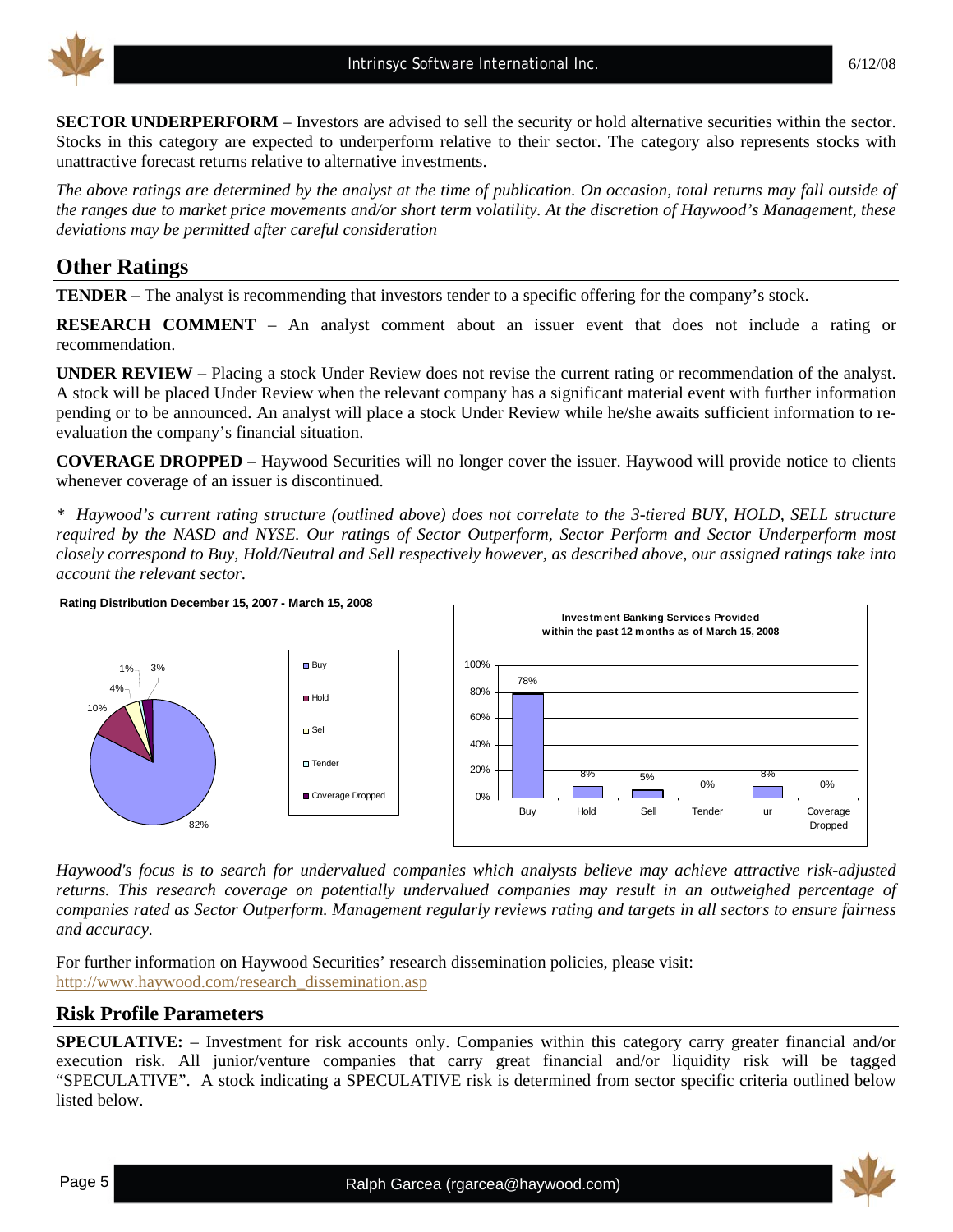**SECTOR UNDERPERFORM** – Investors are advised to sell the security or hold alternative securities within the sector. Stocks in this category are expected to underperform relative to their sector. The category also represents stocks with unattractive forecast returns relative to alternative investments.

*The above ratings are determined by the analyst at the time of publication. On occasion, total returns may fall outside of the ranges due to market price movements and/or short term volatility. At the discretion of Haywood's Management, these deviations may be permitted after careful consideration*

## Other Ratings

**TENDER –** The analyst is recommending that investors tender to a specific offering for the company's stock.

**RESEARCH COMMENT** – An analyst comment about an issuer event that does not include a rating or recommendation.

**UNDER REVIEW –** Placing a stock Under Review does not revise the current rating or recommendation of the analyst. A stock will be placed Under Review when the relevant company has a significant material event with further information pending or to be announced. An analyst will place a stock Under Review while he/she awaits sufficient information to re-evaluation the company's financial situation.

**COVERAGE DROPPED** – Haywood Securities will no longer cover the issuer. Haywood will provide notice to clients whenever coverage of an issuer is discontinued.

*\* Haywood's current rating structure (outlined above) does not correlate to the 3-tiered BUY, HOLD, SELL structure required by the NASD and NYSE. Our ratings of Sector Outperform, Sector Perform and Sector Underperform most closely correspond to Buy, Hold/Neutral and Sell respectively however, as described above, our assigned ratings take into account the relevant sector.*

**Rating Distribution December 15, 2007 - March 15, 2008**

| Rating | Distribution |
|---|---|
| Buy | 82% |
| Hold | 10% |
| Sell | 4% |
| Tender | 1% |
| Coverage Dropped | 3% |

**Investment Banking Services Provided within the past 12 months as of March 15, 2008**

| Buy | Hold | Sell | Tender | ur | Coverage Dropped |
|---|---|---|---|---|---|
| 78% | 8% | 5% | 0% | 8% | 0% |

*Haywood's focus is to search for undervalued companies which analysts believe may achieve attractive risk-adjusted returns. This research coverage on potentially undervalued companies may result in an outweighed percentage of companies rated as Sector Outperform. Management regularly reviews rating and targets in all sectors to ensure fairness and accuracy.*

For further information on Haywood Securities' research dissemination policies, please visit:
http://www.haywood.com/research_dissemination.asp

## Risk Profile Parameters

**SPECULATIVE:** – Investment for risk accounts only. Companies within this category carry greater financial and/or execution risk. All junior/venture companies that carry great financial and/or liquidity risk will be tagged "SPECULATIVE". A stock indicating a SPECULATIVE risk is determined from sector specific criteria outlined below listed below.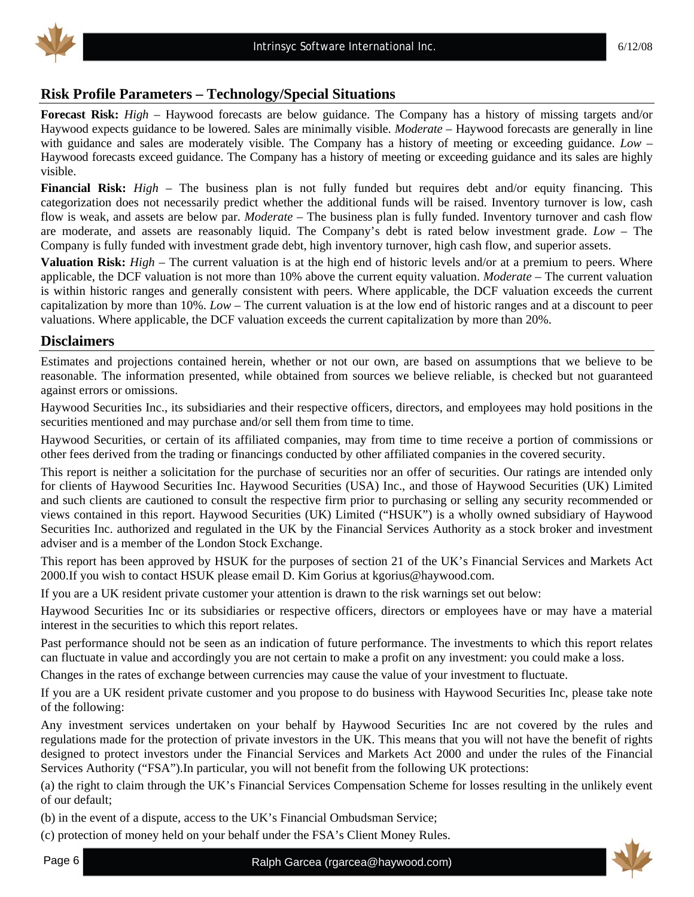## Risk Profile Parameters – Technology/Special Situations

**Forecast Risk:** *High* – Haywood forecasts are below guidance. The Company has a history of missing targets and/or Haywood expects guidance to be lowered. Sales are minimally visible. *Moderate* – Haywood forecasts are generally in line with guidance and sales are moderately visible. The Company has a history of meeting or exceeding guidance. *Low* – Haywood forecasts exceed guidance. The Company has a history of meeting or exceeding guidance and its sales are highly visible.

**Financial Risk:** *High* – The business plan is not fully funded but requires debt and/or equity financing. This categorization does not necessarily predict whether the additional funds will be raised. Inventory turnover is low, cash flow is weak, and assets are below par. *Moderate* – The business plan is fully funded. Inventory turnover and cash flow are moderate, and assets are reasonably liquid. The Company's debt is rated below investment grade. *Low* – The Company is fully funded with investment grade debt, high inventory turnover, high cash flow, and superior assets.

**Valuation Risk:** *High* – The current valuation is at the high end of historic levels and/or at a premium to peers. Where applicable, the DCF valuation is not more than 10% above the current equity valuation. *Moderate* – The current valuation is within historic ranges and generally consistent with peers. Where applicable, the DCF valuation exceeds the current capitalization by more than 10%. *Low* – The current valuation is at the low end of historic ranges and at a discount to peer valuations. Where applicable, the DCF valuation exceeds the current capitalization by more than 20%.

## Disclaimers

Estimates and projections contained herein, whether or not our own, are based on assumptions that we believe to be reasonable. The information presented, while obtained from sources we believe reliable, is checked but not guaranteed against errors or omissions.

Haywood Securities Inc., its subsidiaries and their respective officers, directors, and employees may hold positions in the securities mentioned and may purchase and/or sell them from time to time.

Haywood Securities, or certain of its affiliated companies, may from time to time receive a portion of commissions or other fees derived from the trading or financings conducted by other affiliated companies in the covered security.

This report is neither a solicitation for the purchase of securities nor an offer of securities. Our ratings are intended only for clients of Haywood Securities Inc. Haywood Securities (USA) Inc., and those of Haywood Securities (UK) Limited and such clients are cautioned to consult the respective firm prior to purchasing or selling any security recommended or views contained in this report. Haywood Securities (UK) Limited ("HSUK") is a wholly owned subsidiary of Haywood Securities Inc. authorized and regulated in the UK by the Financial Services Authority as a stock broker and investment adviser and is a member of the London Stock Exchange.

This report has been approved by HSUK for the purposes of section 21 of the UK's Financial Services and Markets Act 2000.If you wish to contact HSUK please email D. Kim Gorius at kgorius@haywood.com.

If you are a UK resident private customer your attention is drawn to the risk warnings set out below:

Haywood Securities Inc or its subsidiaries or respective officers, directors or employees have or may have a material interest in the securities to which this report relates.

Past performance should not be seen as an indication of future performance. The investments to which this report relates can fluctuate in value and accordingly you are not certain to make a profit on any investment: you could make a loss.

Changes in the rates of exchange between currencies may cause the value of your investment to fluctuate.

If you are a UK resident private customer and you propose to do business with Haywood Securities Inc, please take note of the following:

Any investment services undertaken on your behalf by Haywood Securities Inc are not covered by the rules and regulations made for the protection of private investors in the UK. This means that you will not have the benefit of rights designed to protect investors under the Financial Services and Markets Act 2000 and under the rules of the Financial Services Authority ("FSA").In particular, you will not benefit from the following UK protections:

(a) the right to claim through the UK's Financial Services Compensation Scheme for losses resulting in the unlikely event of our default;

(b) in the event of a dispute, access to the UK's Financial Ombudsman Service;

(c) protection of money held on your behalf under the FSA's Client Money Rules.